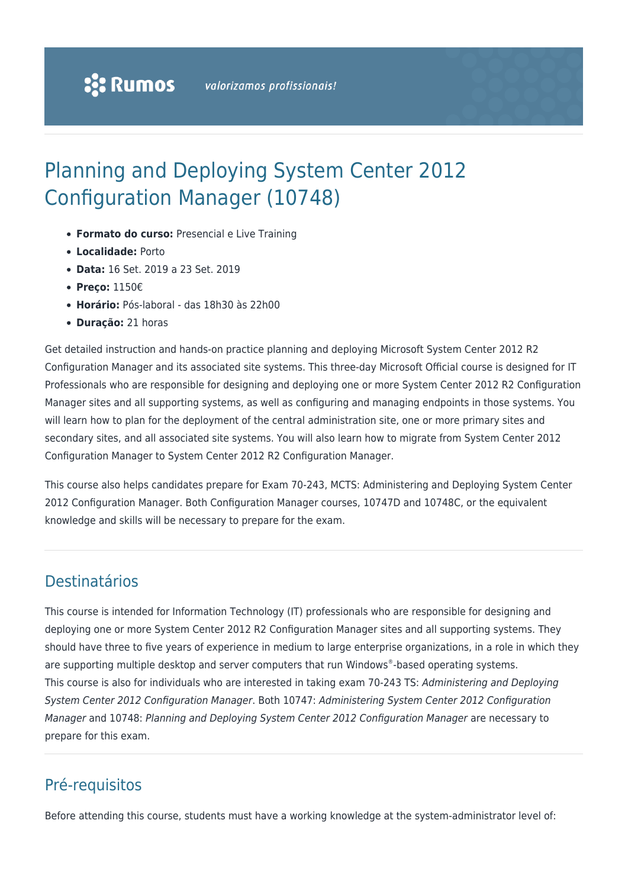Rumos valorizamos profissionais!

# Planning and Deploying System Center 2012 Configuration Manager (10748)

- **Formato do curso:** Presencial e Live Training
- **Localidade:** Porto
- **Data:** 16 Set. 2019 a 23 Set. 2019
- **Preço:** 1150€
- **Horário:** Pós-laboral - das 18h30 às 22h00
- **Duração:** 21 horas

Get detailed instruction and hands-on practice planning and deploying Microsoft System Center 2012 R2 Configuration Manager and its associated site systems. This three-day Microsoft Official course is designed for IT Professionals who are responsible for designing and deploying one or more System Center 2012 R2 Configuration Manager sites and all supporting systems, as well as configuring and managing endpoints in those systems. You will learn how to plan for the deployment of the central administration site, one or more primary sites and secondary sites, and all associated site systems. You will also learn how to migrate from System Center 2012 Configuration Manager to System Center 2012 R2 Configuration Manager.

This course also helps candidates prepare for Exam 70-243, MCTS: Administering and Deploying System Center 2012 Configuration Manager. Both Configuration Manager courses, 10747D and 10748C, or the equivalent knowledge and skills will be necessary to prepare for the exam.

## Destinatários

This course is intended for Information Technology (IT) professionals who are responsible for designing and deploying one or more System Center 2012 R2 Configuration Manager sites and all supporting systems. They should have three to five years of experience in medium to large enterprise organizations, in a role in which they are supporting multiple desktop and server computers that run Windows®-based operating systems.
This course is also for individuals who are interested in taking exam 70-243 TS: *Administering and Deploying System Center 2012 Configuration Manager*. Both 10747: *Administering System Center 2012 Configuration Manager* and 10748: *Planning and Deploying System Center 2012 Configuration Manager* are necessary to prepare for this exam.

## Pré-requisitos

Before attending this course, students must have a working knowledge at the system-administrator level of: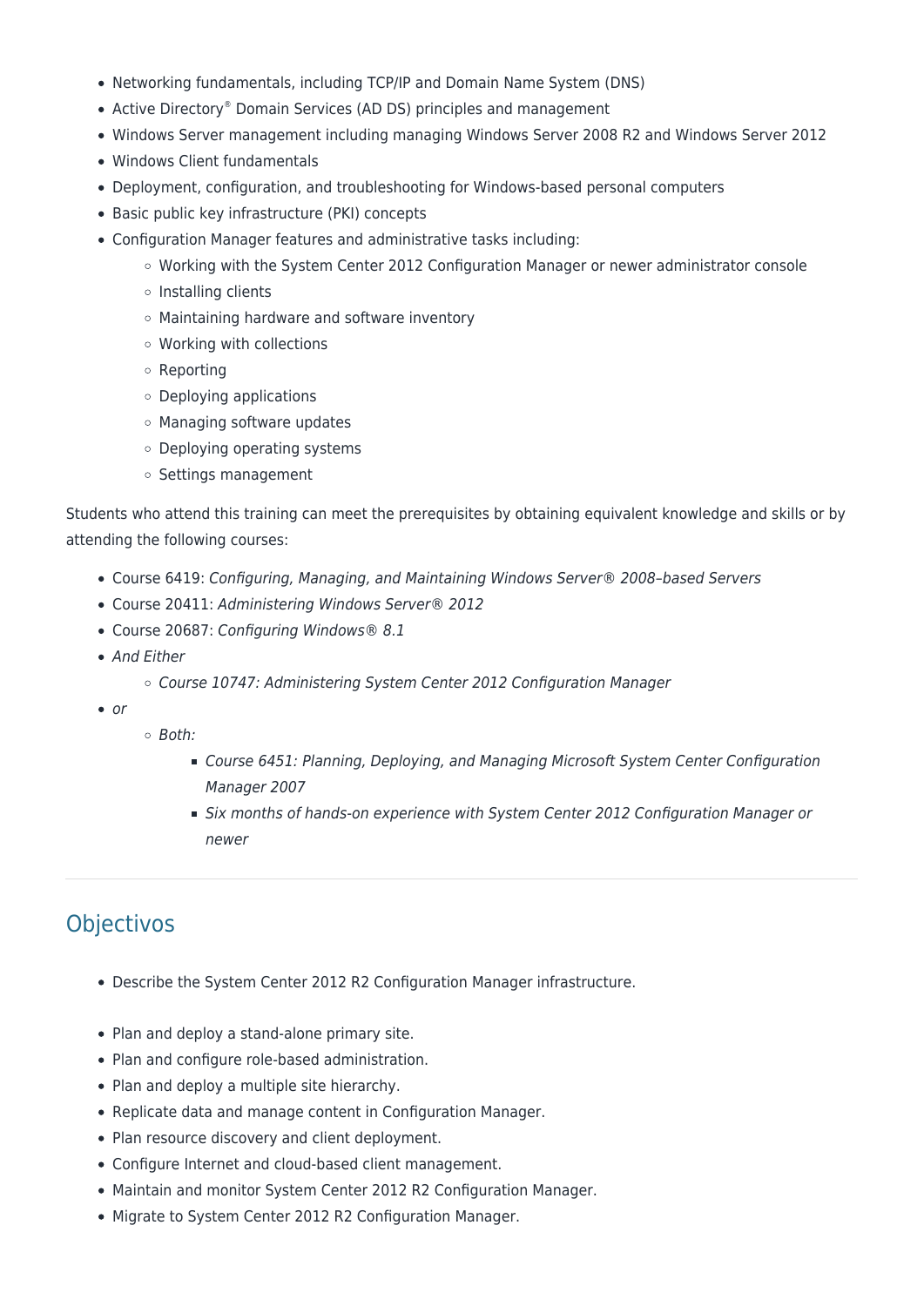- Networking fundamentals, including TCP/IP and Domain Name System (DNS)
- Active Directory® Domain Services (AD DS) principles and management
- Windows Server management including managing Windows Server 2008 R2 and Windows Server 2012
- Windows Client fundamentals
- Deployment, configuration, and troubleshooting for Windows-based personal computers
- Basic public key infrastructure (PKI) concepts
- Configuration Manager features and administrative tasks including:
    - Working with the System Center 2012 Configuration Manager or newer administrator console
    - Installing clients
    - Maintaining hardware and software inventory
    - Working with collections
    - Reporting
    - Deploying applications
    - Managing software updates
    - Deploying operating systems
    - Settings management

Students who attend this training can meet the prerequisites by obtaining equivalent knowledge and skills or by attending the following courses:

- Course 6419: *Configuring, Managing, and Maintaining Windows Server® 2008–based Servers*
- Course 20411: *Administering Windows Server® 2012*
- Course 20687: *Configuring Windows® 8.1*
- *And Either*
    - *Course 10747: Administering System Center 2012 Configuration Manager*
- *or*
    - *Both:*
        - *Course 6451: Planning, Deploying, and Managing Microsoft System Center Configuration Manager 2007*
        - *Six months of hands-on experience with System Center 2012 Configuration Manager or newer*

---

## Objectivos

- Describe the System Center 2012 R2 Configuration Manager infrastructure.

- Plan and deploy a stand-alone primary site.
- Plan and configure role-based administration.
- Plan and deploy a multiple site hierarchy.
- Replicate data and manage content in Configuration Manager.
- Plan resource discovery and client deployment.
- Configure Internet and cloud-based client management.
- Maintain and monitor System Center 2012 R2 Configuration Manager.
- Migrate to System Center 2012 R2 Configuration Manager.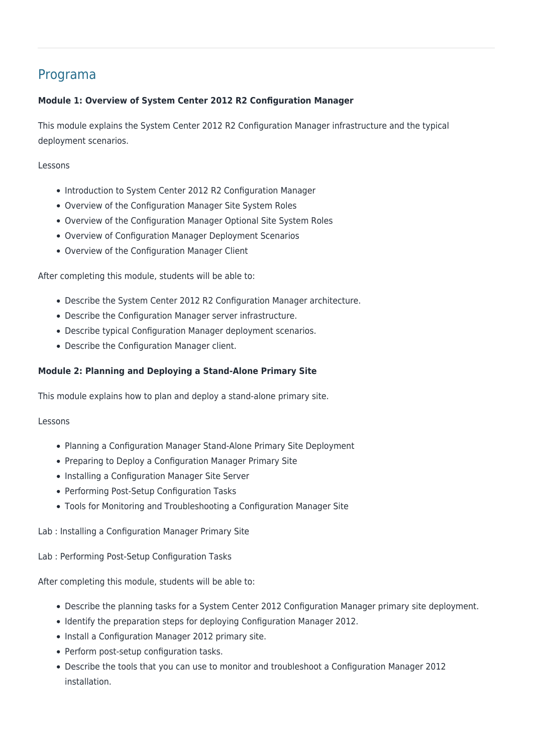## Programa

**Module 1: Overview of System Center 2012 R2 Configuration Manager**

This module explains the System Center 2012 R2 Configuration Manager infrastructure and the typical deployment scenarios.

Lessons

- Introduction to System Center 2012 R2 Configuration Manager
- Overview of the Configuration Manager Site System Roles
- Overview of the Configuration Manager Optional Site System Roles
- Overview of Configuration Manager Deployment Scenarios
- Overview of the Configuration Manager Client

After completing this module, students will be able to:

- Describe the System Center 2012 R2 Configuration Manager architecture.
- Describe the Configuration Manager server infrastructure.
- Describe typical Configuration Manager deployment scenarios.
- Describe the Configuration Manager client.

**Module 2: Planning and Deploying a Stand-Alone Primary Site**

This module explains how to plan and deploy a stand-alone primary site.

Lessons

- Planning a Configuration Manager Stand-Alone Primary Site Deployment
- Preparing to Deploy a Configuration Manager Primary Site
- Installing a Configuration Manager Site Server
- Performing Post-Setup Configuration Tasks
- Tools for Monitoring and Troubleshooting a Configuration Manager Site

Lab : Installing a Configuration Manager Primary Site

Lab : Performing Post-Setup Configuration Tasks

After completing this module, students will be able to:

- Describe the planning tasks for a System Center 2012 Configuration Manager primary site deployment.
- Identify the preparation steps for deploying Configuration Manager 2012.
- Install a Configuration Manager 2012 primary site.
- Perform post-setup configuration tasks.
- Describe the tools that you can use to monitor and troubleshoot a Configuration Manager 2012 installation.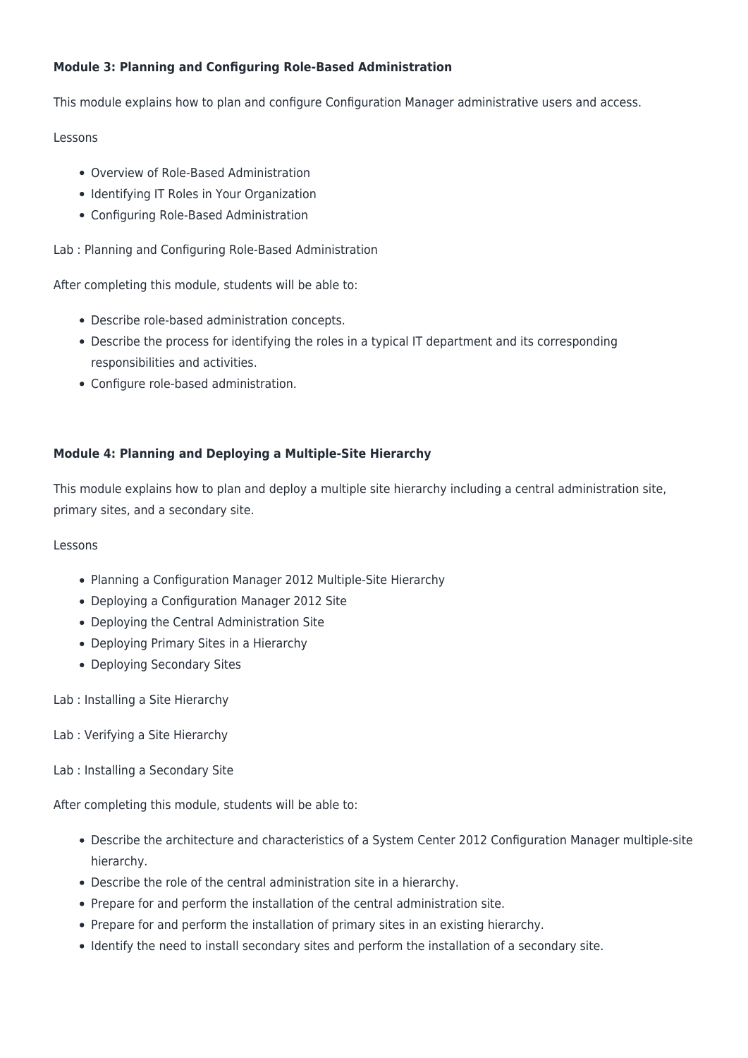**Module 3: Planning and Configuring Role-Based Administration**

This module explains how to plan and configure Configuration Manager administrative users and access.

Lessons

- Overview of Role-Based Administration
- Identifying IT Roles in Your Organization
- Configuring Role-Based Administration

Lab : Planning and Configuring Role-Based Administration

After completing this module, students will be able to:

- Describe role-based administration concepts.
- Describe the process for identifying the roles in a typical IT department and its corresponding responsibilities and activities.
- Configure role-based administration.

**Module 4: Planning and Deploying a Multiple-Site Hierarchy**

This module explains how to plan and deploy a multiple site hierarchy including a central administration site, primary sites, and a secondary site.

Lessons

- Planning a Configuration Manager 2012 Multiple-Site Hierarchy
- Deploying a Configuration Manager 2012 Site
- Deploying the Central Administration Site
- Deploying Primary Sites in a Hierarchy
- Deploying Secondary Sites

Lab : Installing a Site Hierarchy

Lab : Verifying a Site Hierarchy

Lab : Installing a Secondary Site

After completing this module, students will be able to:

- Describe the architecture and characteristics of a System Center 2012 Configuration Manager multiple-site hierarchy.
- Describe the role of the central administration site in a hierarchy.
- Prepare for and perform the installation of the central administration site.
- Prepare for and perform the installation of primary sites in an existing hierarchy.
- Identify the need to install secondary sites and perform the installation of a secondary site.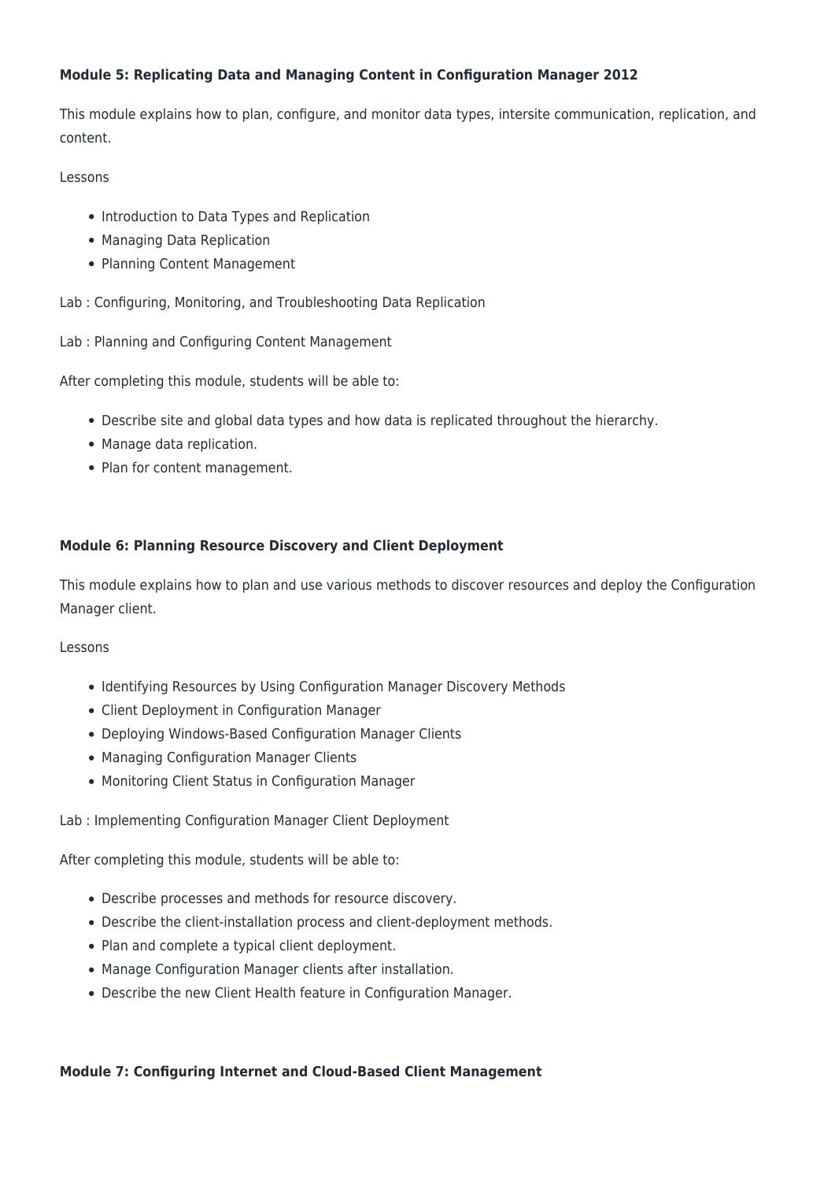**Module 5: Replicating Data and Managing Content in Configuration Manager 2012**

This module explains how to plan, configure, and monitor data types, intersite communication, replication, and content.

Lessons

- Introduction to Data Types and Replication
- Managing Data Replication
- Planning Content Management

Lab : Configuring, Monitoring, and Troubleshooting Data Replication

Lab : Planning and Configuring Content Management

After completing this module, students will be able to:

- Describe site and global data types and how data is replicated throughout the hierarchy.
- Manage data replication.
- Plan for content management.

**Module 6: Planning Resource Discovery and Client Deployment**

This module explains how to plan and use various methods to discover resources and deploy the Configuration Manager client.

Lessons

- Identifying Resources by Using Configuration Manager Discovery Methods
- Client Deployment in Configuration Manager
- Deploying Windows-Based Configuration Manager Clients
- Managing Configuration Manager Clients
- Monitoring Client Status in Configuration Manager

Lab : Implementing Configuration Manager Client Deployment

After completing this module, students will be able to:

- Describe processes and methods for resource discovery.
- Describe the client-installation process and client-deployment methods.
- Plan and complete a typical client deployment.
- Manage Configuration Manager clients after installation.
- Describe the new Client Health feature in Configuration Manager.

**Module 7: Configuring Internet and Cloud-Based Client Management**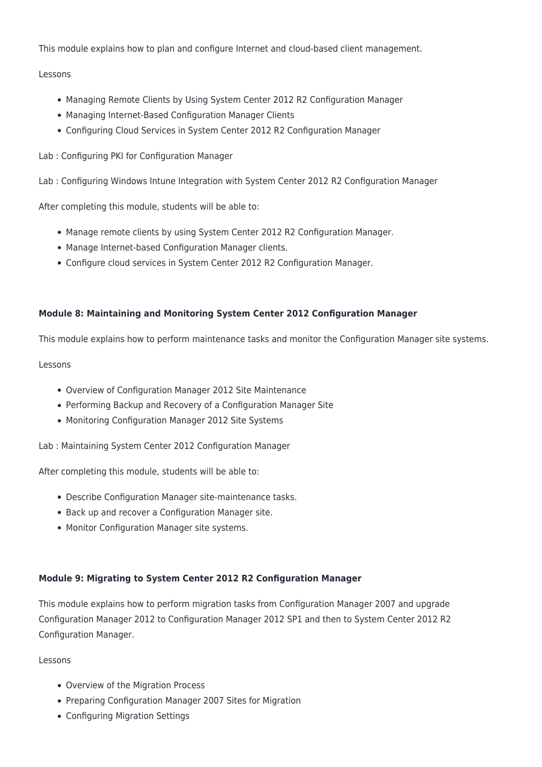This module explains how to plan and configure Internet and cloud-based client management.

Lessons

- Managing Remote Clients by Using System Center 2012 R2 Configuration Manager
- Managing Internet-Based Configuration Manager Clients
- Configuring Cloud Services in System Center 2012 R2 Configuration Manager

Lab : Configuring PKI for Configuration Manager

Lab : Configuring Windows Intune Integration with System Center 2012 R2 Configuration Manager

After completing this module, students will be able to:

- Manage remote clients by using System Center 2012 R2 Configuration Manager.
- Manage Internet-based Configuration Manager clients.
- Configure cloud services in System Center 2012 R2 Configuration Manager.

**Module 8: Maintaining and Monitoring System Center 2012 Configuration Manager**

This module explains how to perform maintenance tasks and monitor the Configuration Manager site systems.

Lessons

- Overview of Configuration Manager 2012 Site Maintenance
- Performing Backup and Recovery of a Configuration Manager Site
- Monitoring Configuration Manager 2012 Site Systems

Lab : Maintaining System Center 2012 Configuration Manager

After completing this module, students will be able to:

- Describe Configuration Manager site-maintenance tasks.
- Back up and recover a Configuration Manager site.
- Monitor Configuration Manager site systems.

**Module 9: Migrating to System Center 2012 R2 Configuration Manager**

This module explains how to perform migration tasks from Configuration Manager 2007 and upgrade Configuration Manager 2012 to Configuration Manager 2012 SP1 and then to System Center 2012 R2 Configuration Manager.

Lessons

- Overview of the Migration Process
- Preparing Configuration Manager 2007 Sites for Migration
- Configuring Migration Settings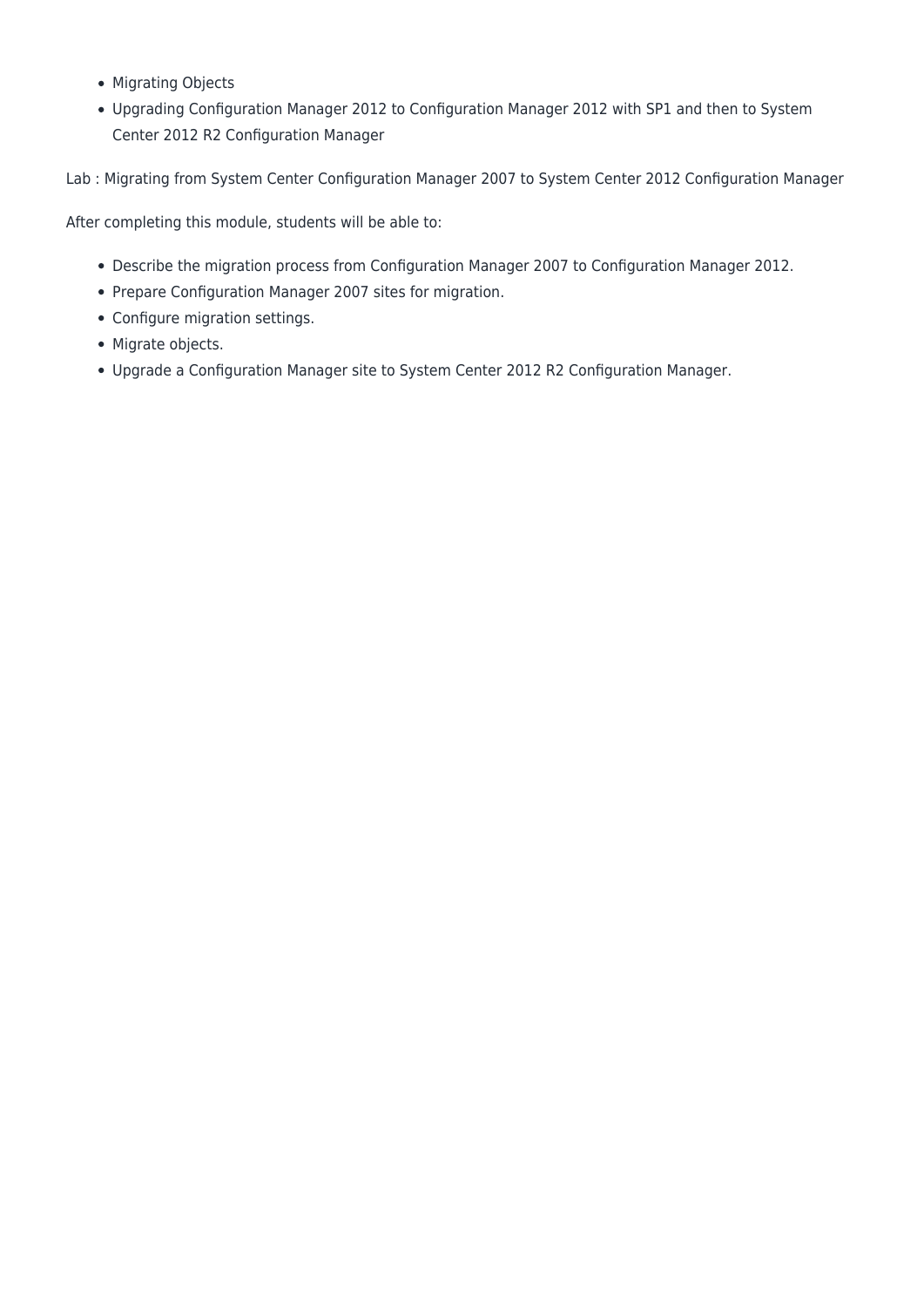- Migrating Objects
- Upgrading Configuration Manager 2012 to Configuration Manager 2012 with SP1 and then to System Center 2012 R2 Configuration Manager

Lab : Migrating from System Center Configuration Manager 2007 to System Center 2012 Configuration Manager

After completing this module, students will be able to:

- Describe the migration process from Configuration Manager 2007 to Configuration Manager 2012.
- Prepare Configuration Manager 2007 sites for migration.
- Configure migration settings.
- Migrate objects.
- Upgrade a Configuration Manager site to System Center 2012 R2 Configuration Manager.